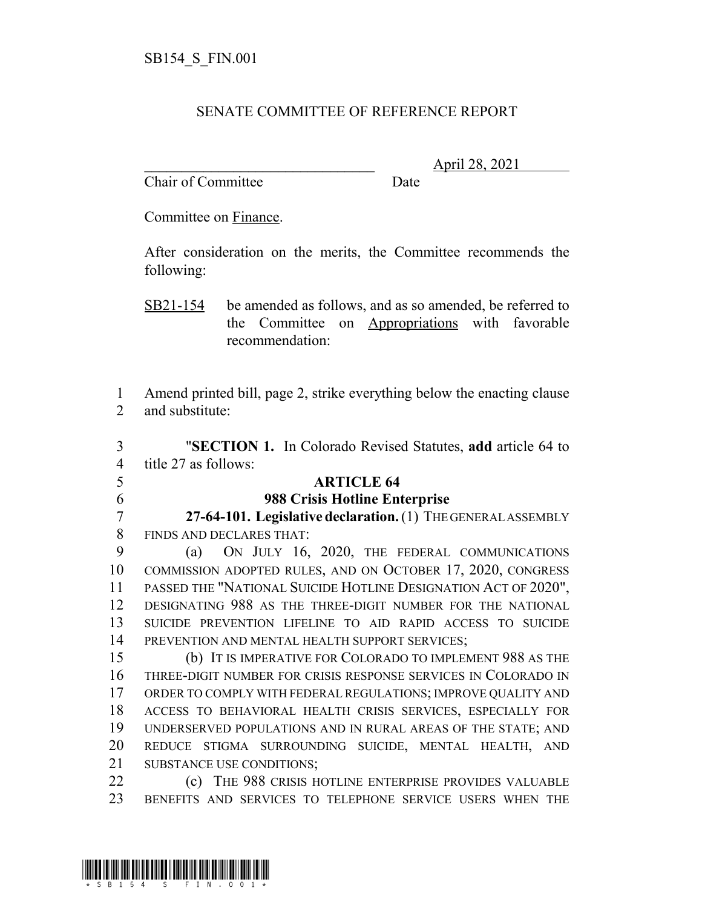SB154_S_FIN.001

SENATE COMMITTEE OF REFERENCE REPORT

________________________________ April 28, 2021
Chair of Committee Date

Committee on Finance.

After consideration on the merits, the Committee recommends the following:

SB21-154 be amended as follows, and as so amended, be referred to the Committee on Appropriations with favorable recommendation:

1 Amend printed bill, page 2, strike everything below the enacting clause
2 and substitute:

3 "**SECTION 1.** In Colorado Revised Statutes, **add** article 64 to
4 title 27 as follows:

5 **ARTICLE 64**

6 **988 Crisis Hotline Enterprise**

7 **27-64-101. Legislative declaration.** (1) THE GENERAL ASSEMBLY
8 FINDS AND DECLARES THAT:

9 (a) ON JULY 16, 2020, THE FEDERAL COMMUNICATIONS
10 COMMISSION ADOPTED RULES, AND ON OCTOBER 17, 2020, CONGRESS
11 PASSED THE "NATIONAL SUICIDE HOTLINE DESIGNATION ACT OF 2020",
12 DESIGNATING 988 AS THE THREE-DIGIT NUMBER FOR THE NATIONAL
13 SUICIDE PREVENTION LIFELINE TO AID RAPID ACCESS TO SUICIDE
14 PREVENTION AND MENTAL HEALTH SUPPORT SERVICES;

15 (b) IT IS IMPERATIVE FOR COLORADO TO IMPLEMENT 988 AS THE
16 THREE-DIGIT NUMBER FOR CRISIS RESPONSE SERVICES IN COLORADO IN
17 ORDER TO COMPLY WITH FEDERAL REGULATIONS; IMPROVE QUALITY AND
18 ACCESS TO BEHAVIORAL HEALTH CRISIS SERVICES, ESPECIALLY FOR
19 UNDERSERVED POPULATIONS AND IN RURAL AREAS OF THE STATE; AND
20 REDUCE STIGMA SURROUNDING SUICIDE, MENTAL HEALTH, AND
21 SUBSTANCE USE CONDITIONS;

22 (c) THE 988 CRISIS HOTLINE ENTERPRISE PROVIDES VALUABLE
23 BENEFITS AND SERVICES TO TELEPHONE SERVICE USERS WHEN THE

\* SB154 S FIN.001 \*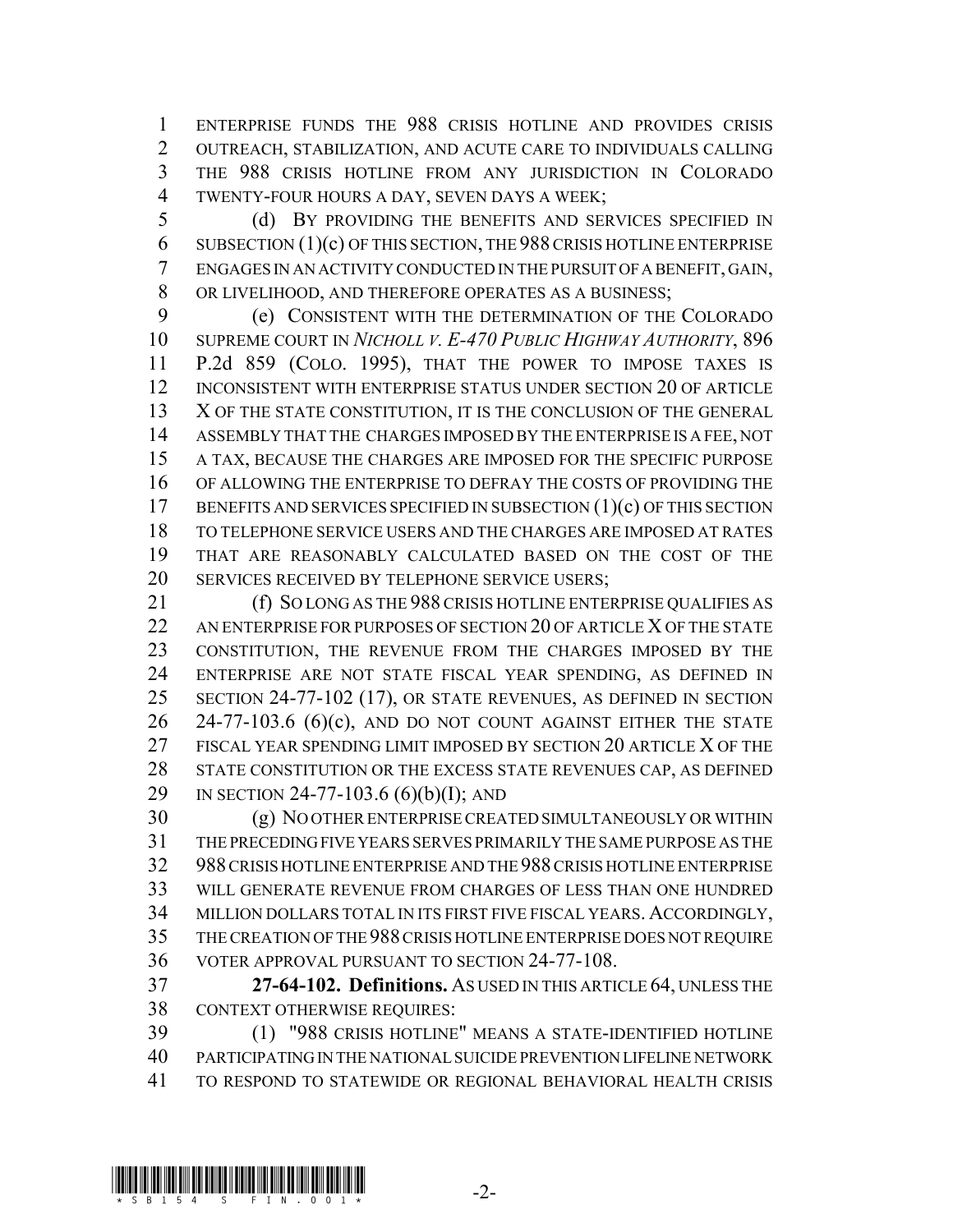ENTERPRISE FUNDS THE 988 CRISIS HOTLINE AND PROVIDES CRISIS OUTREACH, STABILIZATION, AND ACUTE CARE TO INDIVIDUALS CALLING THE 988 CRISIS HOTLINE FROM ANY JURISDICTION IN COLORADO TWENTY-FOUR HOURS A DAY, SEVEN DAYS A WEEK;

(d) BY PROVIDING THE BENEFITS AND SERVICES SPECIFIED IN SUBSECTION (1)(c) OF THIS SECTION, THE 988 CRISIS HOTLINE ENTERPRISE ENGAGES IN AN ACTIVITY CONDUCTED IN THE PURSUIT OF A BENEFIT, GAIN, OR LIVELIHOOD, AND THEREFORE OPERATES AS A BUSINESS;

(e) CONSISTENT WITH THE DETERMINATION OF THE COLORADO SUPREME COURT IN *NICHOLL V. E-470 PUBLIC HIGHWAY AUTHORITY*, 896 P.2d 859 (COLO. 1995), THAT THE POWER TO IMPOSE TAXES IS INCONSISTENT WITH ENTERPRISE STATUS UNDER SECTION 20 OF ARTICLE X OF THE STATE CONSTITUTION, IT IS THE CONCLUSION OF THE GENERAL ASSEMBLY THAT THE CHARGES IMPOSED BY THE ENTERPRISE IS A FEE, NOT A TAX, BECAUSE THE CHARGES ARE IMPOSED FOR THE SPECIFIC PURPOSE OF ALLOWING THE ENTERPRISE TO DEFRAY THE COSTS OF PROVIDING THE BENEFITS AND SERVICES SPECIFIED IN SUBSECTION (1)(c) OF THIS SECTION TO TELEPHONE SERVICE USERS AND THE CHARGES ARE IMPOSED AT RATES THAT ARE REASONABLY CALCULATED BASED ON THE COST OF THE SERVICES RECEIVED BY TELEPHONE SERVICE USERS;

(f) SO LONG AS THE 988 CRISIS HOTLINE ENTERPRISE QUALIFIES AS AN ENTERPRISE FOR PURPOSES OF SECTION 20 OF ARTICLE X OF THE STATE CONSTITUTION, THE REVENUE FROM THE CHARGES IMPOSED BY THE ENTERPRISE ARE NOT STATE FISCAL YEAR SPENDING, AS DEFINED IN SECTION 24-77-102 (17), OR STATE REVENUES, AS DEFINED IN SECTION 24-77-103.6 (6)(c), AND DO NOT COUNT AGAINST EITHER THE STATE FISCAL YEAR SPENDING LIMIT IMPOSED BY SECTION 20 ARTICLE X OF THE STATE CONSTITUTION OR THE EXCESS STATE REVENUES CAP, AS DEFINED IN SECTION 24-77-103.6 (6)(b)(I); AND

(g) NO OTHER ENTERPRISE CREATED SIMULTANEOUSLY OR WITHIN THE PRECEDING FIVE YEARS SERVES PRIMARILY THE SAME PURPOSE AS THE 988 CRISIS HOTLINE ENTERPRISE AND THE 988 CRISIS HOTLINE ENTERPRISE WILL GENERATE REVENUE FROM CHARGES OF LESS THAN ONE HUNDRED MILLION DOLLARS TOTAL IN ITS FIRST FIVE FISCAL YEARS. ACCORDINGLY, THE CREATION OF THE 988 CRISIS HOTLINE ENTERPRISE DOES NOT REQUIRE VOTER APPROVAL PURSUANT TO SECTION 24-77-108.

**27-64-102. Definitions.** AS USED IN THIS ARTICLE 64, UNLESS THE CONTEXT OTHERWISE REQUIRES:

(1) "988 CRISIS HOTLINE" MEANS A STATE-IDENTIFIED HOTLINE PARTICIPATING IN THE NATIONAL SUICIDE PREVENTION LIFELINE NETWORK TO RESPOND TO STATEWIDE OR REGIONAL BEHAVIORAL HEALTH CRISIS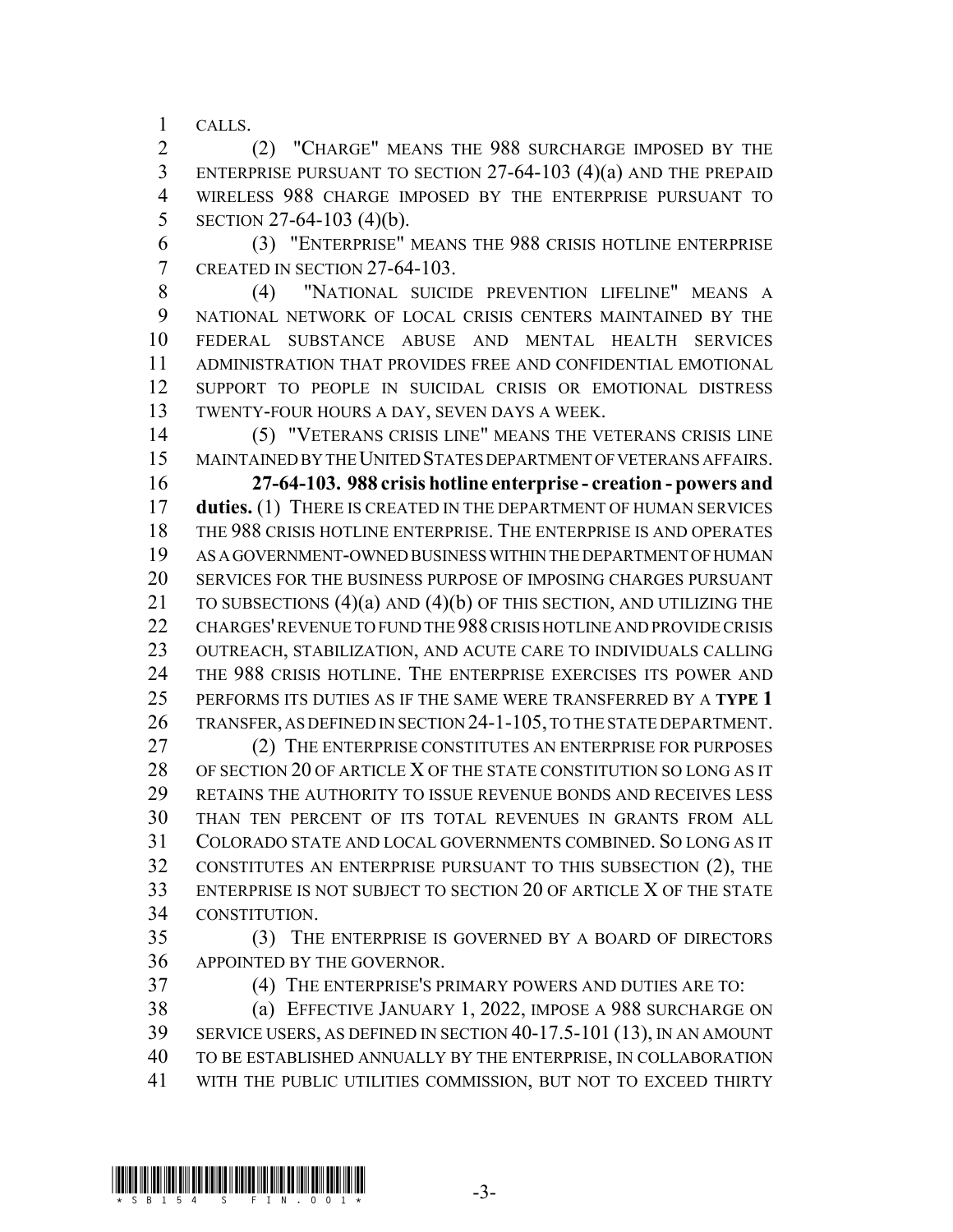CALLS.

(2) "CHARGE" MEANS THE 988 SURCHARGE IMPOSED BY THE ENTERPRISE PURSUANT TO SECTION 27-64-103 (4)(a) AND THE PREPAID WIRELESS 988 CHARGE IMPOSED BY THE ENTERPRISE PURSUANT TO SECTION 27-64-103 (4)(b).

(3) "ENTERPRISE" MEANS THE 988 CRISIS HOTLINE ENTERPRISE CREATED IN SECTION 27-64-103.

(4) "NATIONAL SUICIDE PREVENTION LIFELINE" MEANS A NATIONAL NETWORK OF LOCAL CRISIS CENTERS MAINTAINED BY THE FEDERAL SUBSTANCE ABUSE AND MENTAL HEALTH SERVICES ADMINISTRATION THAT PROVIDES FREE AND CONFIDENTIAL EMOTIONAL SUPPORT TO PEOPLE IN SUICIDAL CRISIS OR EMOTIONAL DISTRESS TWENTY-FOUR HOURS A DAY, SEVEN DAYS A WEEK.

(5) "VETERANS CRISIS LINE" MEANS THE VETERANS CRISIS LINE MAINTAINED BY THE UNITED STATES DEPARTMENT OF VETERANS AFFAIRS.

**27-64-103. 988 crisis hotline enterprise - creation - powers and duties.** (1) THERE IS CREATED IN THE DEPARTMENT OF HUMAN SERVICES THE 988 CRISIS HOTLINE ENTERPRISE. THE ENTERPRISE IS AND OPERATES AS A GOVERNMENT-OWNED BUSINESS WITHIN THE DEPARTMENT OF HUMAN SERVICES FOR THE BUSINESS PURPOSE OF IMPOSING CHARGES PURSUANT TO SUBSECTIONS (4)(a) AND (4)(b) OF THIS SECTION, AND UTILIZING THE CHARGES' REVENUE TO FUND THE 988 CRISIS HOTLINE AND PROVIDE CRISIS OUTREACH, STABILIZATION, AND ACUTE CARE TO INDIVIDUALS CALLING THE 988 CRISIS HOTLINE. THE ENTERPRISE EXERCISES ITS POWER AND PERFORMS ITS DUTIES AS IF THE SAME WERE TRANSFERRED BY A **TYPE 1** TRANSFER, AS DEFINED IN SECTION 24-1-105, TO THE STATE DEPARTMENT.

(2) THE ENTERPRISE CONSTITUTES AN ENTERPRISE FOR PURPOSES OF SECTION 20 OF ARTICLE X OF THE STATE CONSTITUTION SO LONG AS IT RETAINS THE AUTHORITY TO ISSUE REVENUE BONDS AND RECEIVES LESS THAN TEN PERCENT OF ITS TOTAL REVENUES IN GRANTS FROM ALL COLORADO STATE AND LOCAL GOVERNMENTS COMBINED. SO LONG AS IT CONSTITUTES AN ENTERPRISE PURSUANT TO THIS SUBSECTION (2), THE ENTERPRISE IS NOT SUBJECT TO SECTION 20 OF ARTICLE X OF THE STATE CONSTITUTION.

(3) THE ENTERPRISE IS GOVERNED BY A BOARD OF DIRECTORS APPOINTED BY THE GOVERNOR.

(4) THE ENTERPRISE'S PRIMARY POWERS AND DUTIES ARE TO:

(a) EFFECTIVE JANUARY 1, 2022, IMPOSE A 988 SURCHARGE ON SERVICE USERS, AS DEFINED IN SECTION 40-17.5-101 (13), IN AN AMOUNT TO BE ESTABLISHED ANNUALLY BY THE ENTERPRISE, IN COLLABORATION WITH THE PUBLIC UTILITIES COMMISSION, BUT NOT TO EXCEED THIRTY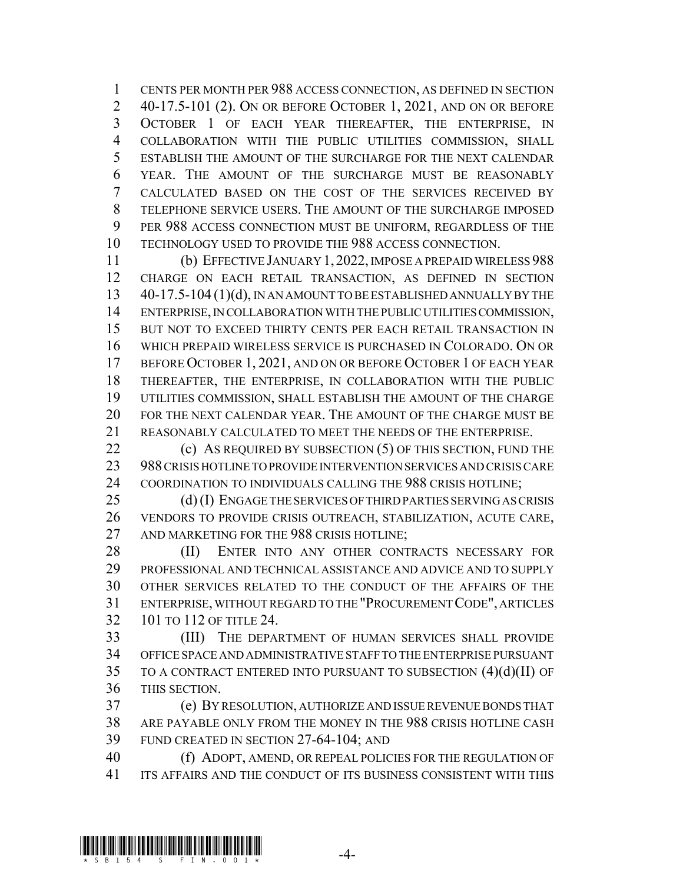CENTS PER MONTH PER 988 ACCESS CONNECTION, AS DEFINED IN SECTION 40-17.5-101 (2). ON OR BEFORE OCTOBER 1, 2021, AND ON OR BEFORE OCTOBER 1 OF EACH YEAR THEREAFTER, THE ENTERPRISE, IN COLLABORATION WITH THE PUBLIC UTILITIES COMMISSION, SHALL ESTABLISH THE AMOUNT OF THE SURCHARGE FOR THE NEXT CALENDAR YEAR. THE AMOUNT OF THE SURCHARGE MUST BE REASONABLY CALCULATED BASED ON THE COST OF THE SERVICES RECEIVED BY TELEPHONE SERVICE USERS. THE AMOUNT OF THE SURCHARGE IMPOSED PER 988 ACCESS CONNECTION MUST BE UNIFORM, REGARDLESS OF THE TECHNOLOGY USED TO PROVIDE THE 988 ACCESS CONNECTION.

(b) EFFECTIVE JANUARY 1, 2022, IMPOSE A PREPAID WIRELESS 988 CHARGE ON EACH RETAIL TRANSACTION, AS DEFINED IN SECTION 40-17.5-104 (1)(d), IN AN AMOUNT TO BE ESTABLISHED ANNUALLY BY THE ENTERPRISE, IN COLLABORATION WITH THE PUBLIC UTILITIES COMMISSION, BUT NOT TO EXCEED THIRTY CENTS PER EACH RETAIL TRANSACTION IN WHICH PREPAID WIRELESS SERVICE IS PURCHASED IN COLORADO. ON OR BEFORE OCTOBER 1, 2021, AND ON OR BEFORE OCTOBER 1 OF EACH YEAR THEREAFTER, THE ENTERPRISE, IN COLLABORATION WITH THE PUBLIC UTILITIES COMMISSION, SHALL ESTABLISH THE AMOUNT OF THE CHARGE FOR THE NEXT CALENDAR YEAR. THE AMOUNT OF THE CHARGE MUST BE REASONABLY CALCULATED TO MEET THE NEEDS OF THE ENTERPRISE.

(c) AS REQUIRED BY SUBSECTION (5) OF THIS SECTION, FUND THE 988 CRISIS HOTLINE TO PROVIDE INTERVENTION SERVICES AND CRISIS CARE COORDINATION TO INDIVIDUALS CALLING THE 988 CRISIS HOTLINE;

(d) (I) ENGAGE THE SERVICES OF THIRD PARTIES SERVING AS CRISIS VENDORS TO PROVIDE CRISIS OUTREACH, STABILIZATION, ACUTE CARE, AND MARKETING FOR THE 988 CRISIS HOTLINE;

(II) ENTER INTO ANY OTHER CONTRACTS NECESSARY FOR PROFESSIONAL AND TECHNICAL ASSISTANCE AND ADVICE AND TO SUPPLY OTHER SERVICES RELATED TO THE CONDUCT OF THE AFFAIRS OF THE ENTERPRISE, WITHOUT REGARD TO THE "PROCUREMENT CODE", ARTICLES 101 TO 112 OF TITLE 24.

(III) THE DEPARTMENT OF HUMAN SERVICES SHALL PROVIDE OFFICE SPACE AND ADMINISTRATIVE STAFF TO THE ENTERPRISE PURSUANT TO A CONTRACT ENTERED INTO PURSUANT TO SUBSECTION (4)(d)(II) OF THIS SECTION.

(e) BY RESOLUTION, AUTHORIZE AND ISSUE REVENUE BONDS THAT ARE PAYABLE ONLY FROM THE MONEY IN THE 988 CRISIS HOTLINE CASH FUND CREATED IN SECTION 27-64-104; AND

(f) ADOPT, AMEND, OR REPEAL POLICIES FOR THE REGULATION OF ITS AFFAIRS AND THE CONDUCT OF ITS BUSINESS CONSISTENT WITH THIS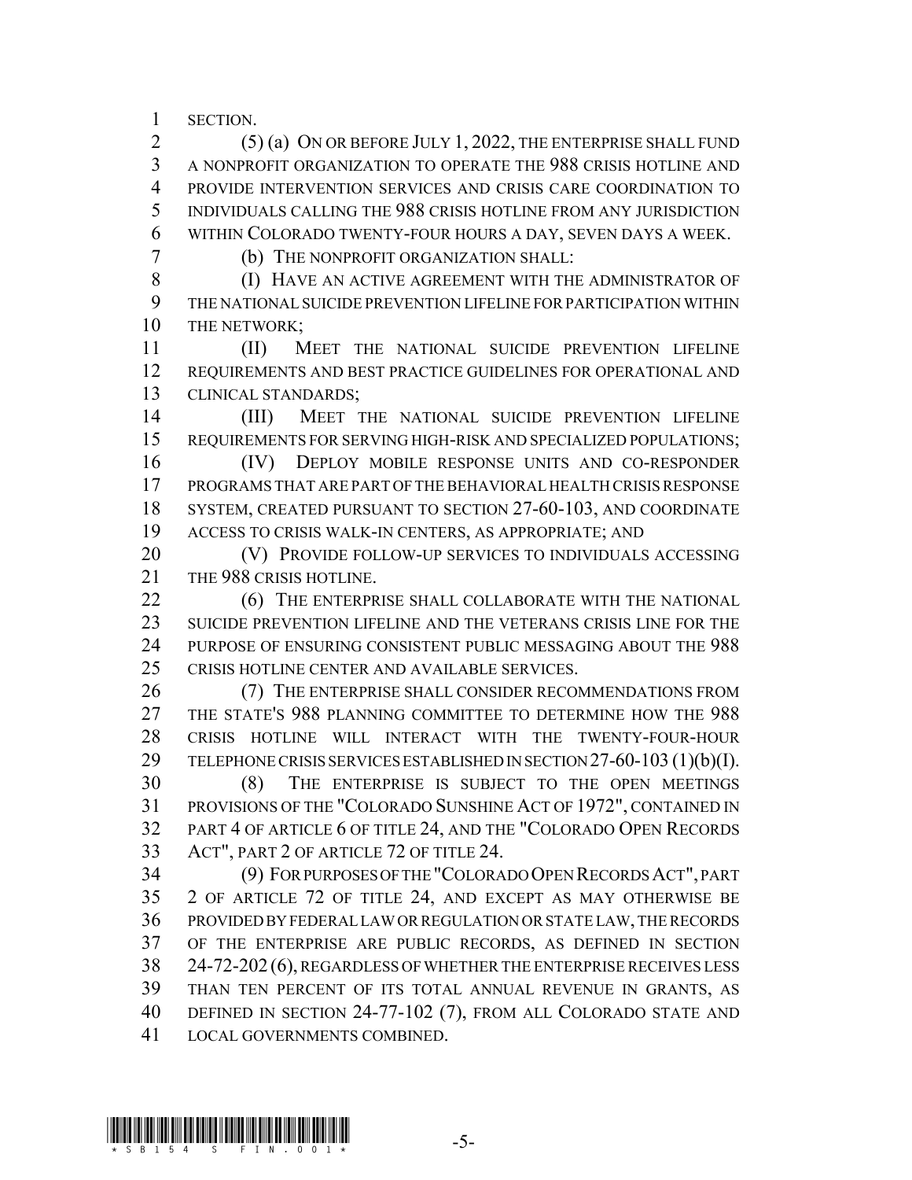SECTION.

(5) (a) ON OR BEFORE JULY 1, 2022, THE ENTERPRISE SHALL FUND A NONPROFIT ORGANIZATION TO OPERATE THE 988 CRISIS HOTLINE AND PROVIDE INTERVENTION SERVICES AND CRISIS CARE COORDINATION TO INDIVIDUALS CALLING THE 988 CRISIS HOTLINE FROM ANY JURISDICTION WITHIN COLORADO TWENTY-FOUR HOURS A DAY, SEVEN DAYS A WEEK.

(b) THE NONPROFIT ORGANIZATION SHALL:

(I) HAVE AN ACTIVE AGREEMENT WITH THE ADMINISTRATOR OF THE NATIONAL SUICIDE PREVENTION LIFELINE FOR PARTICIPATION WITHIN THE NETWORK;

(II) MEET THE NATIONAL SUICIDE PREVENTION LIFELINE REQUIREMENTS AND BEST PRACTICE GUIDELINES FOR OPERATIONAL AND CLINICAL STANDARDS;

(III) MEET THE NATIONAL SUICIDE PREVENTION LIFELINE REQUIREMENTS FOR SERVING HIGH-RISK AND SPECIALIZED POPULATIONS;

(IV) DEPLOY MOBILE RESPONSE UNITS AND CO-RESPONDER PROGRAMS THAT ARE PART OF THE BEHAVIORAL HEALTH CRISIS RESPONSE SYSTEM, CREATED PURSUANT TO SECTION 27-60-103, AND COORDINATE ACCESS TO CRISIS WALK-IN CENTERS, AS APPROPRIATE; AND

(V) PROVIDE FOLLOW-UP SERVICES TO INDIVIDUALS ACCESSING THE 988 CRISIS HOTLINE.

(6) THE ENTERPRISE SHALL COLLABORATE WITH THE NATIONAL SUICIDE PREVENTION LIFELINE AND THE VETERANS CRISIS LINE FOR THE PURPOSE OF ENSURING CONSISTENT PUBLIC MESSAGING ABOUT THE 988 CRISIS HOTLINE CENTER AND AVAILABLE SERVICES.

(7) THE ENTERPRISE SHALL CONSIDER RECOMMENDATIONS FROM THE STATE'S 988 PLANNING COMMITTEE TO DETERMINE HOW THE 988 CRISIS HOTLINE WILL INTERACT WITH THE TWENTY-FOUR-HOUR TELEPHONE CRISIS SERVICES ESTABLISHED IN SECTION 27-60-103 (1)(b)(I).

(8) THE ENTERPRISE IS SUBJECT TO THE OPEN MEETINGS PROVISIONS OF THE "COLORADO SUNSHINE ACT OF 1972", CONTAINED IN PART 4 OF ARTICLE 6 OF TITLE 24, AND THE "COLORADO OPEN RECORDS ACT", PART 2 OF ARTICLE 72 OF TITLE 24.

(9) FOR PURPOSES OF THE "COLORADO OPEN RECORDS ACT", PART 2 OF ARTICLE 72 OF TITLE 24, AND EXCEPT AS MAY OTHERWISE BE PROVIDED BY FEDERAL LAW OR REGULATION OR STATE LAW, THE RECORDS OF THE ENTERPRISE ARE PUBLIC RECORDS, AS DEFINED IN SECTION 24-72-202 (6), REGARDLESS OF WHETHER THE ENTERPRISE RECEIVES LESS THAN TEN PERCENT OF ITS TOTAL ANNUAL REVENUE IN GRANTS, AS DEFINED IN SECTION 24-77-102 (7), FROM ALL COLORADO STATE AND LOCAL GOVERNMENTS COMBINED.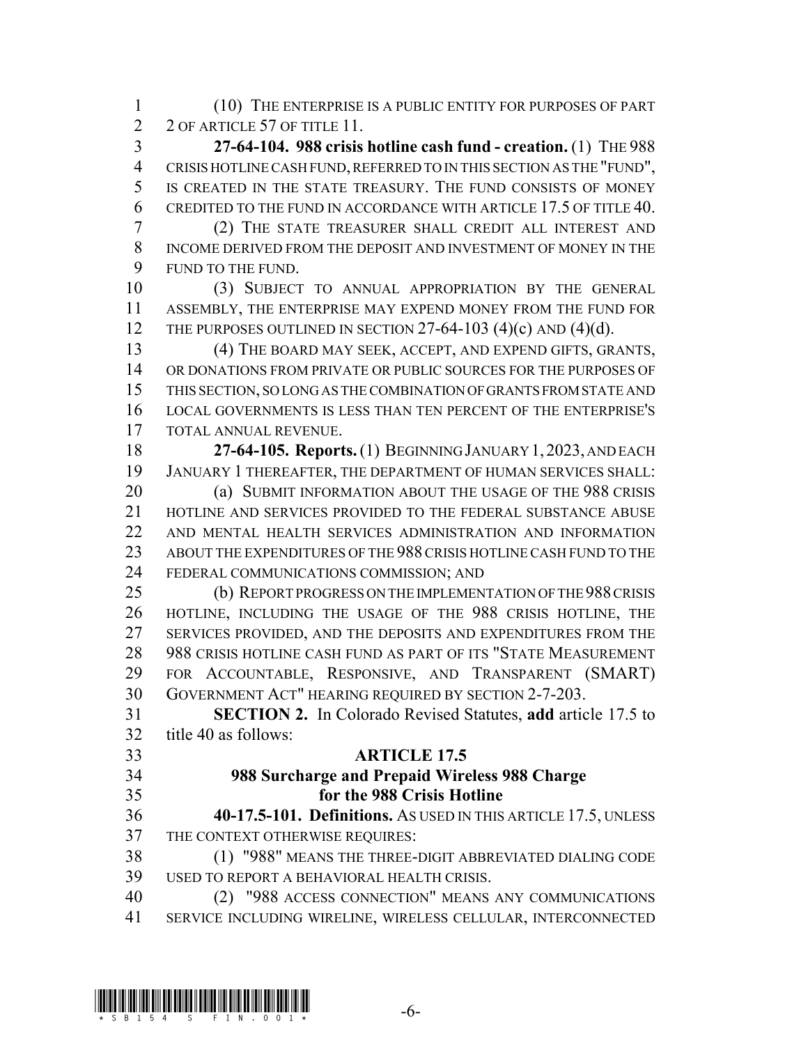(10) THE ENTERPRISE IS A PUBLIC ENTITY FOR PURPOSES OF PART 2 OF ARTICLE 57 OF TITLE 11.

**27-64-104. 988 crisis hotline cash fund - creation.** (1) THE 988 CRISIS HOTLINE CASH FUND, REFERRED TO IN THIS SECTION AS THE "FUND", IS CREATED IN THE STATE TREASURY. THE FUND CONSISTS OF MONEY CREDITED TO THE FUND IN ACCORDANCE WITH ARTICLE 17.5 OF TITLE 40.

(2) THE STATE TREASURER SHALL CREDIT ALL INTEREST AND INCOME DERIVED FROM THE DEPOSIT AND INVESTMENT OF MONEY IN THE FUND TO THE FUND.

(3) SUBJECT TO ANNUAL APPROPRIATION BY THE GENERAL ASSEMBLY, THE ENTERPRISE MAY EXPEND MONEY FROM THE FUND FOR THE PURPOSES OUTLINED IN SECTION 27-64-103 (4)(c) AND (4)(d).

(4) THE BOARD MAY SEEK, ACCEPT, AND EXPEND GIFTS, GRANTS, OR DONATIONS FROM PRIVATE OR PUBLIC SOURCES FOR THE PURPOSES OF THIS SECTION, SO LONG AS THE COMBINATION OF GRANTS FROM STATE AND LOCAL GOVERNMENTS IS LESS THAN TEN PERCENT OF THE ENTERPRISE'S TOTAL ANNUAL REVENUE.

**27-64-105. Reports.** (1) BEGINNING JANUARY 1, 2023, AND EACH JANUARY 1 THEREAFTER, THE DEPARTMENT OF HUMAN SERVICES SHALL:

(a) SUBMIT INFORMATION ABOUT THE USAGE OF THE 988 CRISIS HOTLINE AND SERVICES PROVIDED TO THE FEDERAL SUBSTANCE ABUSE AND MENTAL HEALTH SERVICES ADMINISTRATION AND INFORMATION ABOUT THE EXPENDITURES OF THE 988 CRISIS HOTLINE CASH FUND TO THE FEDERAL COMMUNICATIONS COMMISSION; AND

(b) REPORT PROGRESS ON THE IMPLEMENTATION OF THE 988 CRISIS HOTLINE, INCLUDING THE USAGE OF THE 988 CRISIS HOTLINE, THE SERVICES PROVIDED, AND THE DEPOSITS AND EXPENDITURES FROM THE 988 CRISIS HOTLINE CASH FUND AS PART OF ITS "STATE MEASUREMENT FOR ACCOUNTABLE, RESPONSIVE, AND TRANSPARENT (SMART) GOVERNMENT ACT" HEARING REQUIRED BY SECTION 2-7-203.

**SECTION 2.** In Colorado Revised Statutes, **add** article 17.5 to title 40 as follows:

**ARTICLE 17.5**

**988 Surcharge and Prepaid Wireless 988 Charge for the 988 Crisis Hotline**

**40-17.5-101. Definitions.** AS USED IN THIS ARTICLE 17.5, UNLESS THE CONTEXT OTHERWISE REQUIRES:

(1) "988" MEANS THE THREE-DIGIT ABBREVIATED DIALING CODE USED TO REPORT A BEHAVIORAL HEALTH CRISIS.

(2) "988 ACCESS CONNECTION" MEANS ANY COMMUNICATIONS SERVICE INCLUDING WIRELINE, WIRELESS CELLULAR, INTERCONNECTED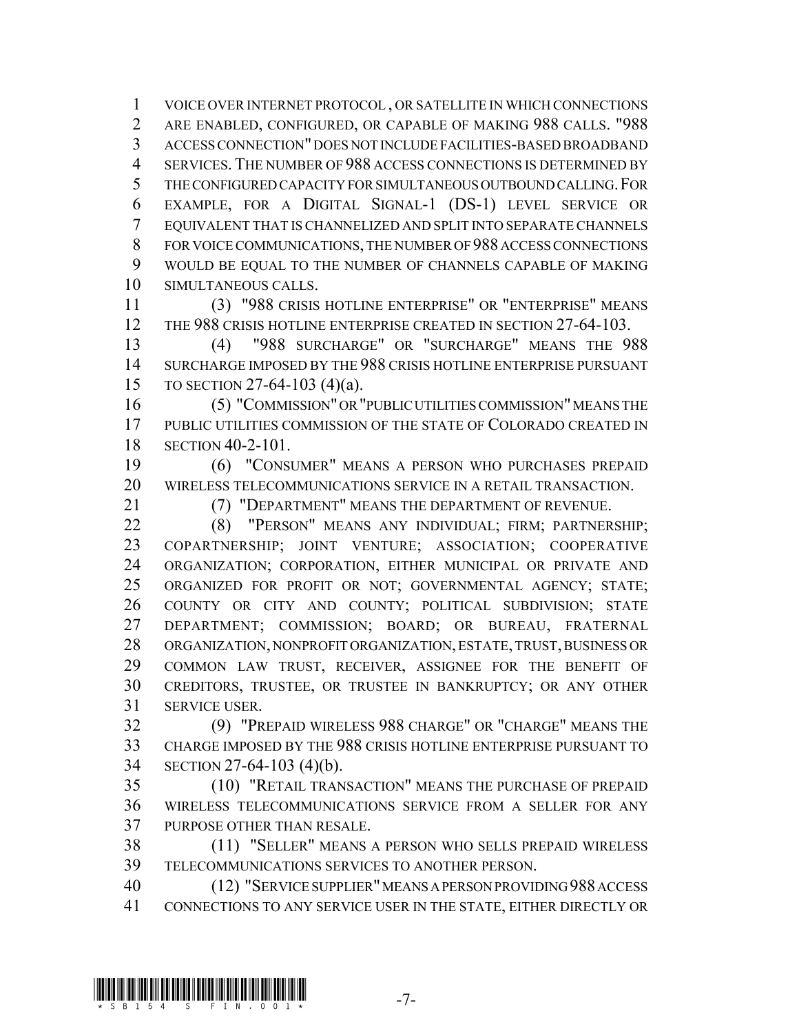VOICE OVER INTERNET PROTOCOL , OR SATELLITE IN WHICH CONNECTIONS ARE ENABLED, CONFIGURED, OR CAPABLE OF MAKING 988 CALLS. "988 ACCESS CONNECTION" DOES NOT INCLUDE FACILITIES-BASED BROADBAND SERVICES. THE NUMBER OF 988 ACCESS CONNECTIONS IS DETERMINED BY THE CONFIGURED CAPACITY FOR SIMULTANEOUS OUTBOUND CALLING. FOR EXAMPLE, FOR A DIGITAL SIGNAL-1 (DS-1) LEVEL SERVICE OR EQUIVALENT THAT IS CHANNELIZED AND SPLIT INTO SEPARATE CHANNELS FOR VOICE COMMUNICATIONS, THE NUMBER OF 988 ACCESS CONNECTIONS WOULD BE EQUAL TO THE NUMBER OF CHANNELS CAPABLE OF MAKING SIMULTANEOUS CALLS.

(3) "988 CRISIS HOTLINE ENTERPRISE" OR "ENTERPRISE" MEANS THE 988 CRISIS HOTLINE ENTERPRISE CREATED IN SECTION 27-64-103.

(4) "988 SURCHARGE" OR "SURCHARGE" MEANS THE 988 SURCHARGE IMPOSED BY THE 988 CRISIS HOTLINE ENTERPRISE PURSUANT TO SECTION 27-64-103 (4)(a).

(5) "COMMISSION" OR "PUBLIC UTILITIES COMMISSION" MEANS THE PUBLIC UTILITIES COMMISSION OF THE STATE OF COLORADO CREATED IN SECTION 40-2-101.

(6) "CONSUMER" MEANS A PERSON WHO PURCHASES PREPAID WIRELESS TELECOMMUNICATIONS SERVICE IN A RETAIL TRANSACTION.

(7) "DEPARTMENT" MEANS THE DEPARTMENT OF REVENUE.

(8) "PERSON" MEANS ANY INDIVIDUAL; FIRM; PARTNERSHIP; COPARTNERSHIP; JOINT VENTURE; ASSOCIATION; COOPERATIVE ORGANIZATION; CORPORATION, EITHER MUNICIPAL OR PRIVATE AND ORGANIZED FOR PROFIT OR NOT; GOVERNMENTAL AGENCY; STATE; COUNTY OR CITY AND COUNTY; POLITICAL SUBDIVISION; STATE DEPARTMENT; COMMISSION; BOARD; OR BUREAU, FRATERNAL ORGANIZATION, NONPROFIT ORGANIZATION, ESTATE, TRUST, BUSINESS OR COMMON LAW TRUST, RECEIVER, ASSIGNEE FOR THE BENEFIT OF CREDITORS, TRUSTEE, OR TRUSTEE IN BANKRUPTCY; OR ANY OTHER SERVICE USER.

(9) "PREPAID WIRELESS 988 CHARGE" OR "CHARGE" MEANS THE CHARGE IMPOSED BY THE 988 CRISIS HOTLINE ENTERPRISE PURSUANT TO SECTION 27-64-103 (4)(b).

(10) "RETAIL TRANSACTION" MEANS THE PURCHASE OF PREPAID WIRELESS TELECOMMUNICATIONS SERVICE FROM A SELLER FOR ANY PURPOSE OTHER THAN RESALE.

(11) "SELLER" MEANS A PERSON WHO SELLS PREPAID WIRELESS TELECOMMUNICATIONS SERVICES TO ANOTHER PERSON.

(12) "SERVICE SUPPLIER" MEANS A PERSON PROVIDING 988 ACCESS CONNECTIONS TO ANY SERVICE USER IN THE STATE, EITHER DIRECTLY OR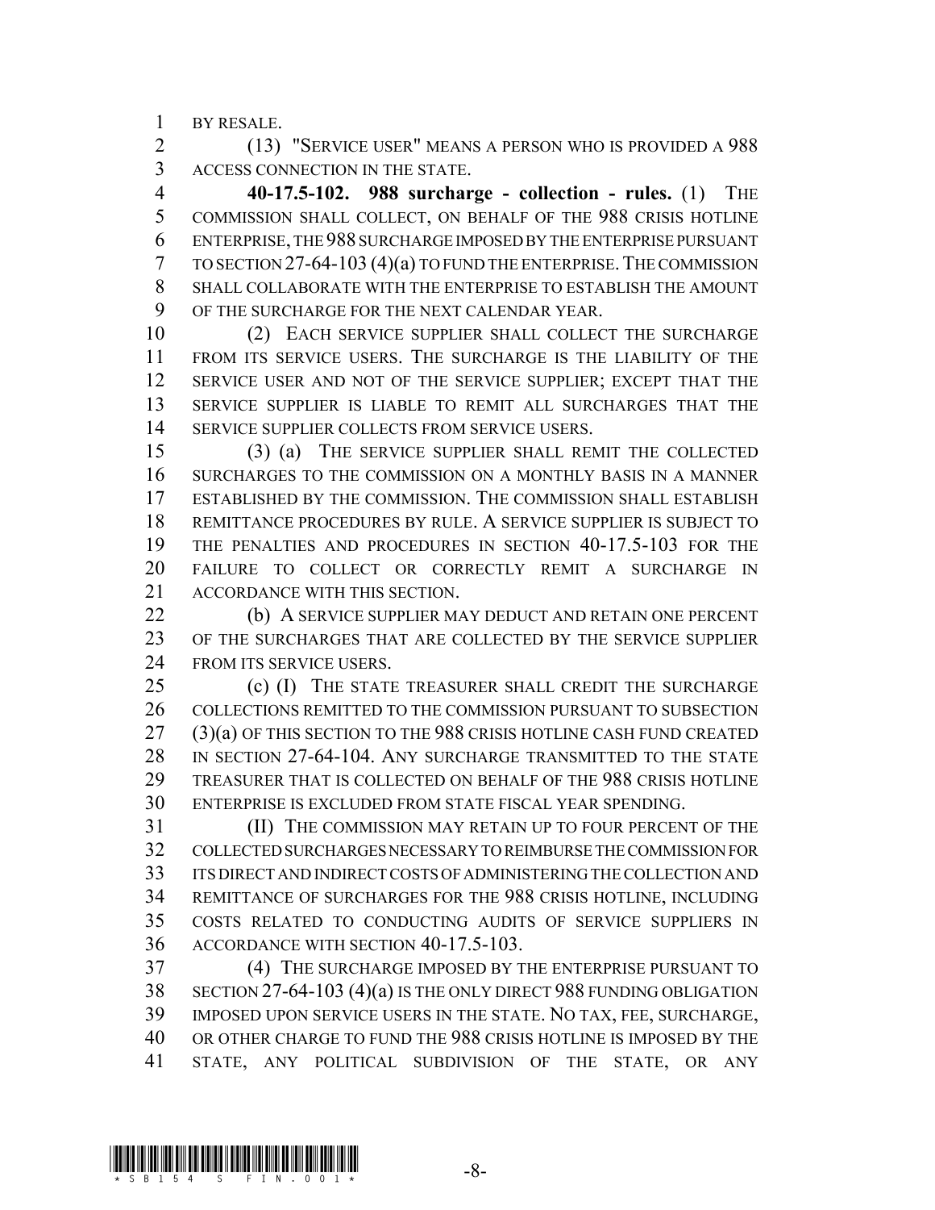BY RESALE.

(13) "SERVICE USER" MEANS A PERSON WHO IS PROVIDED A 988 ACCESS CONNECTION IN THE STATE.

**40-17.5-102. 988 surcharge - collection - rules.** (1) THE COMMISSION SHALL COLLECT, ON BEHALF OF THE 988 CRISIS HOTLINE ENTERPRISE, THE 988 SURCHARGE IMPOSED BY THE ENTERPRISE PURSUANT TO SECTION 27-64-103 (4)(a) TO FUND THE ENTERPRISE. THE COMMISSION SHALL COLLABORATE WITH THE ENTERPRISE TO ESTABLISH THE AMOUNT OF THE SURCHARGE FOR THE NEXT CALENDAR YEAR.

(2) EACH SERVICE SUPPLIER SHALL COLLECT THE SURCHARGE FROM ITS SERVICE USERS. THE SURCHARGE IS THE LIABILITY OF THE SERVICE USER AND NOT OF THE SERVICE SUPPLIER; EXCEPT THAT THE SERVICE SUPPLIER IS LIABLE TO REMIT ALL SURCHARGES THAT THE SERVICE SUPPLIER COLLECTS FROM SERVICE USERS.

(3) (a) THE SERVICE SUPPLIER SHALL REMIT THE COLLECTED SURCHARGES TO THE COMMISSION ON A MONTHLY BASIS IN A MANNER ESTABLISHED BY THE COMMISSION. THE COMMISSION SHALL ESTABLISH REMITTANCE PROCEDURES BY RULE. A SERVICE SUPPLIER IS SUBJECT TO THE PENALTIES AND PROCEDURES IN SECTION 40-17.5-103 FOR THE FAILURE TO COLLECT OR CORRECTLY REMIT A SURCHARGE IN ACCORDANCE WITH THIS SECTION.

(b) A SERVICE SUPPLIER MAY DEDUCT AND RETAIN ONE PERCENT OF THE SURCHARGES THAT ARE COLLECTED BY THE SERVICE SUPPLIER FROM ITS SERVICE USERS.

(c) (I) THE STATE TREASURER SHALL CREDIT THE SURCHARGE COLLECTIONS REMITTED TO THE COMMISSION PURSUANT TO SUBSECTION (3)(a) OF THIS SECTION TO THE 988 CRISIS HOTLINE CASH FUND CREATED IN SECTION 27-64-104. ANY SURCHARGE TRANSMITTED TO THE STATE TREASURER THAT IS COLLECTED ON BEHALF OF THE 988 CRISIS HOTLINE ENTERPRISE IS EXCLUDED FROM STATE FISCAL YEAR SPENDING.

(II) THE COMMISSION MAY RETAIN UP TO FOUR PERCENT OF THE COLLECTED SURCHARGES NECESSARY TO REIMBURSE THE COMMISSION FOR ITS DIRECT AND INDIRECT COSTS OF ADMINISTERING THE COLLECTION AND REMITTANCE OF SURCHARGES FOR THE 988 CRISIS HOTLINE, INCLUDING COSTS RELATED TO CONDUCTING AUDITS OF SERVICE SUPPLIERS IN ACCORDANCE WITH SECTION 40-17.5-103.

(4) THE SURCHARGE IMPOSED BY THE ENTERPRISE PURSUANT TO SECTION 27-64-103 (4)(a) IS THE ONLY DIRECT 988 FUNDING OBLIGATION IMPOSED UPON SERVICE USERS IN THE STATE. NO TAX, FEE, SURCHARGE, OR OTHER CHARGE TO FUND THE 988 CRISIS HOTLINE IS IMPOSED BY THE STATE, ANY POLITICAL SUBDIVISION OF THE STATE, OR ANY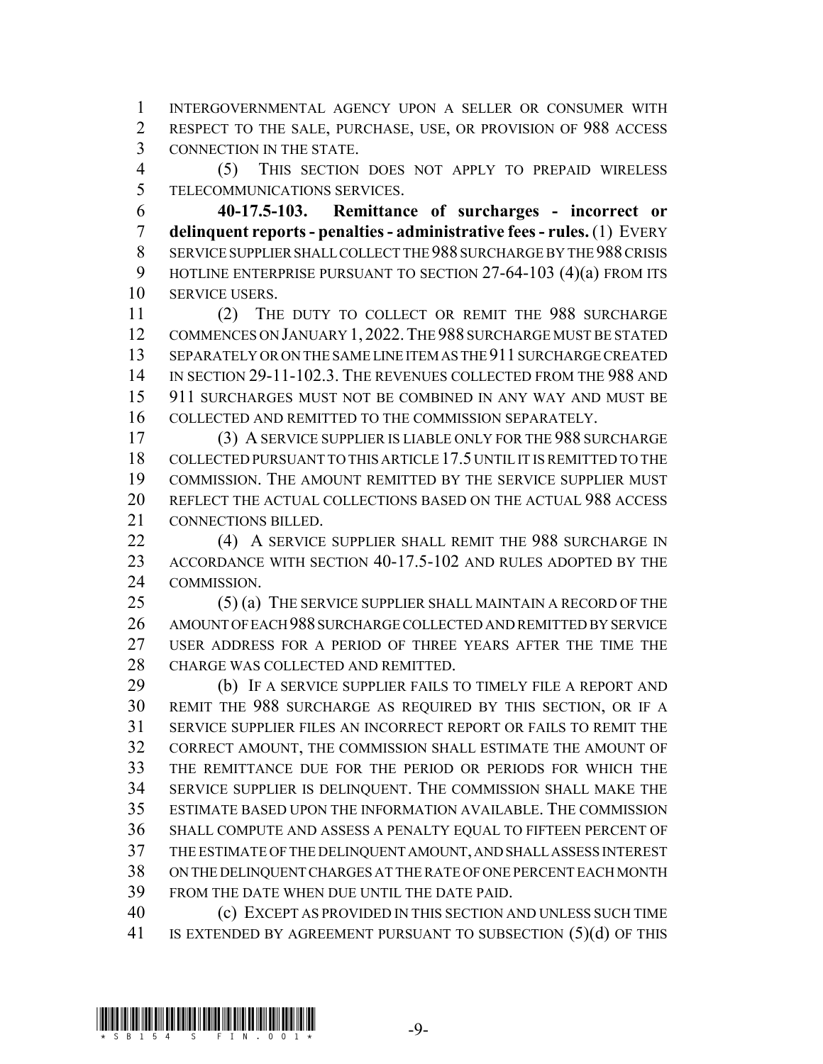INTERGOVERNMENTAL AGENCY UPON A SELLER OR CONSUMER WITH RESPECT TO THE SALE, PURCHASE, USE, OR PROVISION OF 988 ACCESS CONNECTION IN THE STATE.

(5) THIS SECTION DOES NOT APPLY TO PREPAID WIRELESS TELECOMMUNICATIONS SERVICES.

**40-17.5-103. Remittance of surcharges - incorrect or delinquent reports - penalties - administrative fees - rules.** (1) EVERY SERVICE SUPPLIER SHALL COLLECT THE 988 SURCHARGE BY THE 988 CRISIS HOTLINE ENTERPRISE PURSUANT TO SECTION 27-64-103 (4)(a) FROM ITS SERVICE USERS.

(2) THE DUTY TO COLLECT OR REMIT THE 988 SURCHARGE COMMENCES ON JANUARY 1, 2022. THE 988 SURCHARGE MUST BE STATED SEPARATELY OR ON THE SAME LINE ITEM AS THE 911 SURCHARGE CREATED IN SECTION 29-11-102.3. THE REVENUES COLLECTED FROM THE 988 AND 911 SURCHARGES MUST NOT BE COMBINED IN ANY WAY AND MUST BE COLLECTED AND REMITTED TO THE COMMISSION SEPARATELY.

(3) A SERVICE SUPPLIER IS LIABLE ONLY FOR THE 988 SURCHARGE COLLECTED PURSUANT TO THIS ARTICLE 17.5 UNTIL IT IS REMITTED TO THE COMMISSION. THE AMOUNT REMITTED BY THE SERVICE SUPPLIER MUST REFLECT THE ACTUAL COLLECTIONS BASED ON THE ACTUAL 988 ACCESS CONNECTIONS BILLED.

(4) A SERVICE SUPPLIER SHALL REMIT THE 988 SURCHARGE IN ACCORDANCE WITH SECTION 40-17.5-102 AND RULES ADOPTED BY THE COMMISSION.

(5) (a) THE SERVICE SUPPLIER SHALL MAINTAIN A RECORD OF THE AMOUNT OF EACH 988 SURCHARGE COLLECTED AND REMITTED BY SERVICE USER ADDRESS FOR A PERIOD OF THREE YEARS AFTER THE TIME THE CHARGE WAS COLLECTED AND REMITTED.

(b) IF A SERVICE SUPPLIER FAILS TO TIMELY FILE A REPORT AND REMIT THE 988 SURCHARGE AS REQUIRED BY THIS SECTION, OR IF A SERVICE SUPPLIER FILES AN INCORRECT REPORT OR FAILS TO REMIT THE CORRECT AMOUNT, THE COMMISSION SHALL ESTIMATE THE AMOUNT OF THE REMITTANCE DUE FOR THE PERIOD OR PERIODS FOR WHICH THE SERVICE SUPPLIER IS DELINQUENT. THE COMMISSION SHALL MAKE THE ESTIMATE BASED UPON THE INFORMATION AVAILABLE. THE COMMISSION SHALL COMPUTE AND ASSESS A PENALTY EQUAL TO FIFTEEN PERCENT OF THE ESTIMATE OF THE DELINQUENT AMOUNT, AND SHALL ASSESS INTEREST ON THE DELINQUENT CHARGES AT THE RATE OF ONE PERCENT EACH MONTH FROM THE DATE WHEN DUE UNTIL THE DATE PAID.

(c) EXCEPT AS PROVIDED IN THIS SECTION AND UNLESS SUCH TIME IS EXTENDED BY AGREEMENT PURSUANT TO SUBSECTION (5)(d) OF THIS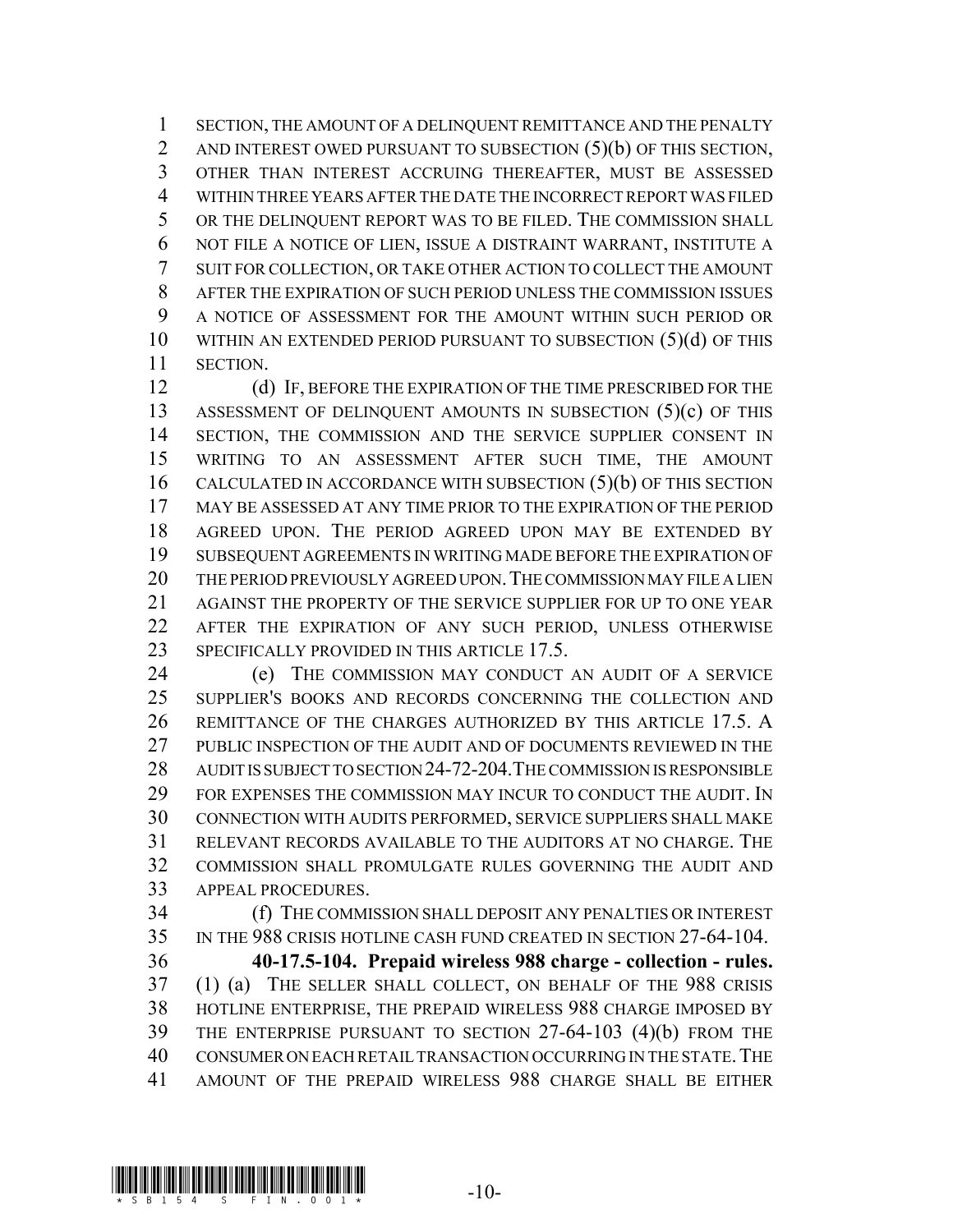SECTION, THE AMOUNT OF A DELINQUENT REMITTANCE AND THE PENALTY AND INTEREST OWED PURSUANT TO SUBSECTION (5)(b) OF THIS SECTION, OTHER THAN INTEREST ACCRUING THEREAFTER, MUST BE ASSESSED WITHIN THREE YEARS AFTER THE DATE THE INCORRECT REPORT WAS FILED OR THE DELINQUENT REPORT WAS TO BE FILED. THE COMMISSION SHALL NOT FILE A NOTICE OF LIEN, ISSUE A DISTRAINT WARRANT, INSTITUTE A SUIT FOR COLLECTION, OR TAKE OTHER ACTION TO COLLECT THE AMOUNT AFTER THE EXPIRATION OF SUCH PERIOD UNLESS THE COMMISSION ISSUES A NOTICE OF ASSESSMENT FOR THE AMOUNT WITHIN SUCH PERIOD OR WITHIN AN EXTENDED PERIOD PURSUANT TO SUBSECTION (5)(d) OF THIS SECTION.

(d) IF, BEFORE THE EXPIRATION OF THE TIME PRESCRIBED FOR THE ASSESSMENT OF DELINQUENT AMOUNTS IN SUBSECTION (5)(c) OF THIS SECTION, THE COMMISSION AND THE SERVICE SUPPLIER CONSENT IN WRITING TO AN ASSESSMENT AFTER SUCH TIME, THE AMOUNT CALCULATED IN ACCORDANCE WITH SUBSECTION (5)(b) OF THIS SECTION MAY BE ASSESSED AT ANY TIME PRIOR TO THE EXPIRATION OF THE PERIOD AGREED UPON. THE PERIOD AGREED UPON MAY BE EXTENDED BY SUBSEQUENT AGREEMENTS IN WRITING MADE BEFORE THE EXPIRATION OF THE PERIOD PREVIOUSLY AGREED UPON. THE COMMISSION MAY FILE A LIEN AGAINST THE PROPERTY OF THE SERVICE SUPPLIER FOR UP TO ONE YEAR AFTER THE EXPIRATION OF ANY SUCH PERIOD, UNLESS OTHERWISE SPECIFICALLY PROVIDED IN THIS ARTICLE 17.5.

(e) THE COMMISSION MAY CONDUCT AN AUDIT OF A SERVICE SUPPLIER'S BOOKS AND RECORDS CONCERNING THE COLLECTION AND REMITTANCE OF THE CHARGES AUTHORIZED BY THIS ARTICLE 17.5. A PUBLIC INSPECTION OF THE AUDIT AND OF DOCUMENTS REVIEWED IN THE AUDIT IS SUBJECT TO SECTION 24-72-204. THE COMMISSION IS RESPONSIBLE FOR EXPENSES THE COMMISSION MAY INCUR TO CONDUCT THE AUDIT. IN CONNECTION WITH AUDITS PERFORMED, SERVICE SUPPLIERS SHALL MAKE RELEVANT RECORDS AVAILABLE TO THE AUDITORS AT NO CHARGE. THE COMMISSION SHALL PROMULGATE RULES GOVERNING THE AUDIT AND APPEAL PROCEDURES.

(f) THE COMMISSION SHALL DEPOSIT ANY PENALTIES OR INTEREST IN THE 988 CRISIS HOTLINE CASH FUND CREATED IN SECTION 27-64-104.

**40-17.5-104. Prepaid wireless 988 charge - collection - rules.** (1) (a) THE SELLER SHALL COLLECT, ON BEHALF OF THE 988 CRISIS HOTLINE ENTERPRISE, THE PREPAID WIRELESS 988 CHARGE IMPOSED BY THE ENTERPRISE PURSUANT TO SECTION 27-64-103 (4)(b) FROM THE CONSUMER ON EACH RETAIL TRANSACTION OCCURRING IN THE STATE. THE AMOUNT OF THE PREPAID WIRELESS 988 CHARGE SHALL BE EITHER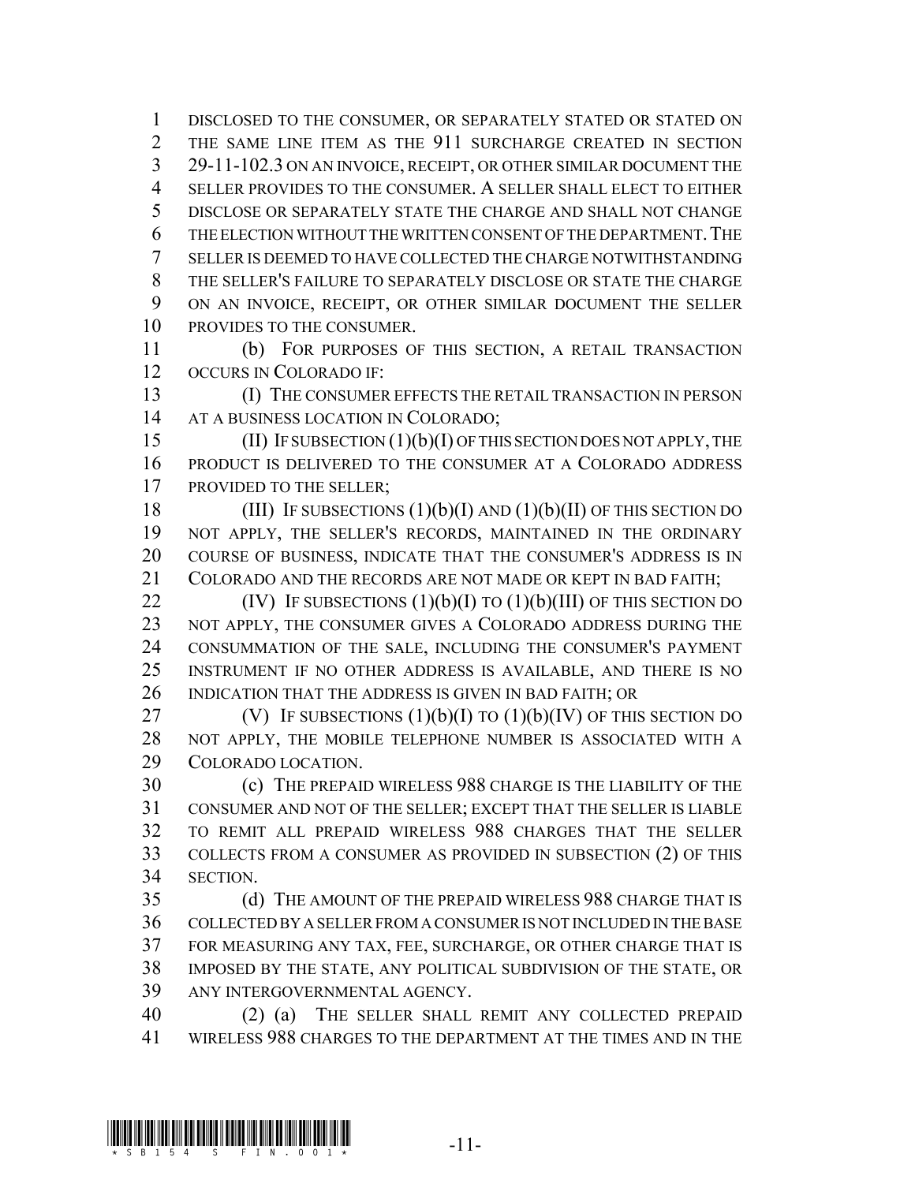DISCLOSED TO THE CONSUMER, OR SEPARATELY STATED OR STATED ON THE SAME LINE ITEM AS THE 911 SURCHARGE CREATED IN SECTION 29-11-102.3 ON AN INVOICE, RECEIPT, OR OTHER SIMILAR DOCUMENT THE SELLER PROVIDES TO THE CONSUMER. A SELLER SHALL ELECT TO EITHER DISCLOSE OR SEPARATELY STATE THE CHARGE AND SHALL NOT CHANGE THE ELECTION WITHOUT THE WRITTEN CONSENT OF THE DEPARTMENT. THE SELLER IS DEEMED TO HAVE COLLECTED THE CHARGE NOTWITHSTANDING THE SELLER'S FAILURE TO SEPARATELY DISCLOSE OR STATE THE CHARGE ON AN INVOICE, RECEIPT, OR OTHER SIMILAR DOCUMENT THE SELLER PROVIDES TO THE CONSUMER.

(b) FOR PURPOSES OF THIS SECTION, A RETAIL TRANSACTION OCCURS IN COLORADO IF:

(I) THE CONSUMER EFFECTS THE RETAIL TRANSACTION IN PERSON AT A BUSINESS LOCATION IN COLORADO;

(II) IF SUBSECTION (1)(b)(I) OF THIS SECTION DOES NOT APPLY, THE PRODUCT IS DELIVERED TO THE CONSUMER AT A COLORADO ADDRESS PROVIDED TO THE SELLER;

(III) IF SUBSECTIONS (1)(b)(I) AND (1)(b)(II) OF THIS SECTION DO NOT APPLY, THE SELLER'S RECORDS, MAINTAINED IN THE ORDINARY COURSE OF BUSINESS, INDICATE THAT THE CONSUMER'S ADDRESS IS IN COLORADO AND THE RECORDS ARE NOT MADE OR KEPT IN BAD FAITH;

(IV) IF SUBSECTIONS (1)(b)(I) TO (1)(b)(III) OF THIS SECTION DO NOT APPLY, THE CONSUMER GIVES A COLORADO ADDRESS DURING THE CONSUMMATION OF THE SALE, INCLUDING THE CONSUMER'S PAYMENT INSTRUMENT IF NO OTHER ADDRESS IS AVAILABLE, AND THERE IS NO INDICATION THAT THE ADDRESS IS GIVEN IN BAD FAITH; OR

(V) IF SUBSECTIONS (1)(b)(I) TO (1)(b)(IV) OF THIS SECTION DO NOT APPLY, THE MOBILE TELEPHONE NUMBER IS ASSOCIATED WITH A COLORADO LOCATION.

(c) THE PREPAID WIRELESS 988 CHARGE IS THE LIABILITY OF THE CONSUMER AND NOT OF THE SELLER; EXCEPT THAT THE SELLER IS LIABLE TO REMIT ALL PREPAID WIRELESS 988 CHARGES THAT THE SELLER COLLECTS FROM A CONSUMER AS PROVIDED IN SUBSECTION (2) OF THIS SECTION.

(d) THE AMOUNT OF THE PREPAID WIRELESS 988 CHARGE THAT IS COLLECTED BY A SELLER FROM A CONSUMER IS NOT INCLUDED IN THE BASE FOR MEASURING ANY TAX, FEE, SURCHARGE, OR OTHER CHARGE THAT IS IMPOSED BY THE STATE, ANY POLITICAL SUBDIVISION OF THE STATE, OR ANY INTERGOVERNMENTAL AGENCY.

(2) (a) THE SELLER SHALL REMIT ANY COLLECTED PREPAID WIRELESS 988 CHARGES TO THE DEPARTMENT AT THE TIMES AND IN THE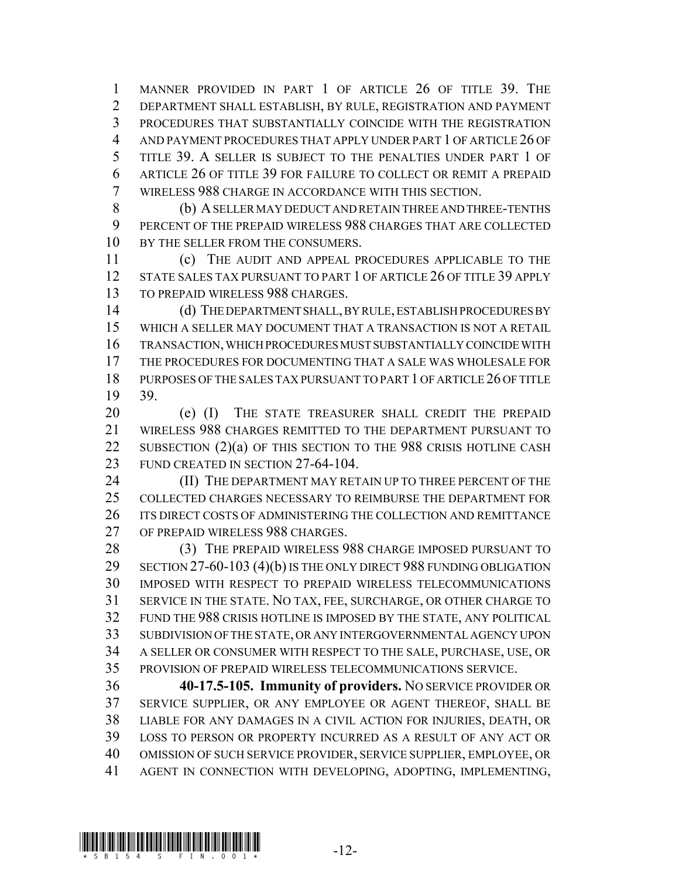MANNER PROVIDED IN PART 1 OF ARTICLE 26 OF TITLE 39. THE DEPARTMENT SHALL ESTABLISH, BY RULE, REGISTRATION AND PAYMENT PROCEDURES THAT SUBSTANTIALLY COINCIDE WITH THE REGISTRATION AND PAYMENT PROCEDURES THAT APPLY UNDER PART 1 OF ARTICLE 26 OF TITLE 39. A SELLER IS SUBJECT TO THE PENALTIES UNDER PART 1 OF ARTICLE 26 OF TITLE 39 FOR FAILURE TO COLLECT OR REMIT A PREPAID WIRELESS 988 CHARGE IN ACCORDANCE WITH THIS SECTION.

(b) A SELLER MAY DEDUCT AND RETAIN THREE AND THREE-TENTHS PERCENT OF THE PREPAID WIRELESS 988 CHARGES THAT ARE COLLECTED BY THE SELLER FROM THE CONSUMERS.

(c) THE AUDIT AND APPEAL PROCEDURES APPLICABLE TO THE STATE SALES TAX PURSUANT TO PART 1 OF ARTICLE 26 OF TITLE 39 APPLY TO PREPAID WIRELESS 988 CHARGES.

(d) THE DEPARTMENT SHALL, BY RULE, ESTABLISH PROCEDURES BY WHICH A SELLER MAY DOCUMENT THAT A TRANSACTION IS NOT A RETAIL TRANSACTION, WHICH PROCEDURES MUST SUBSTANTIALLY COINCIDE WITH THE PROCEDURES FOR DOCUMENTING THAT A SALE WAS WHOLESALE FOR PURPOSES OF THE SALES TAX PURSUANT TO PART 1 OF ARTICLE 26 OF TITLE 39.

(e) (I) THE STATE TREASURER SHALL CREDIT THE PREPAID WIRELESS 988 CHARGES REMITTED TO THE DEPARTMENT PURSUANT TO SUBSECTION (2)(a) OF THIS SECTION TO THE 988 CRISIS HOTLINE CASH FUND CREATED IN SECTION 27-64-104.

(II) THE DEPARTMENT MAY RETAIN UP TO THREE PERCENT OF THE COLLECTED CHARGES NECESSARY TO REIMBURSE THE DEPARTMENT FOR ITS DIRECT COSTS OF ADMINISTERING THE COLLECTION AND REMITTANCE OF PREPAID WIRELESS 988 CHARGES.

(3) THE PREPAID WIRELESS 988 CHARGE IMPOSED PURSUANT TO SECTION 27-60-103 (4)(b) IS THE ONLY DIRECT 988 FUNDING OBLIGATION IMPOSED WITH RESPECT TO PREPAID WIRELESS TELECOMMUNICATIONS SERVICE IN THE STATE. NO TAX, FEE, SURCHARGE, OR OTHER CHARGE TO FUND THE 988 CRISIS HOTLINE IS IMPOSED BY THE STATE, ANY POLITICAL SUBDIVISION OF THE STATE, OR ANY INTERGOVERNMENTAL AGENCY UPON A SELLER OR CONSUMER WITH RESPECT TO THE SALE, PURCHASE, USE, OR PROVISION OF PREPAID WIRELESS TELECOMMUNICATIONS SERVICE.

**40-17.5-105. Immunity of providers.** NO SERVICE PROVIDER OR SERVICE SUPPLIER, OR ANY EMPLOYEE OR AGENT THEREOF, SHALL BE LIABLE FOR ANY DAMAGES IN A CIVIL ACTION FOR INJURIES, DEATH, OR LOSS TO PERSON OR PROPERTY INCURRED AS A RESULT OF ANY ACT OR OMISSION OF SUCH SERVICE PROVIDER, SERVICE SUPPLIER, EMPLOYEE, OR AGENT IN CONNECTION WITH DEVELOPING, ADOPTING, IMPLEMENTING,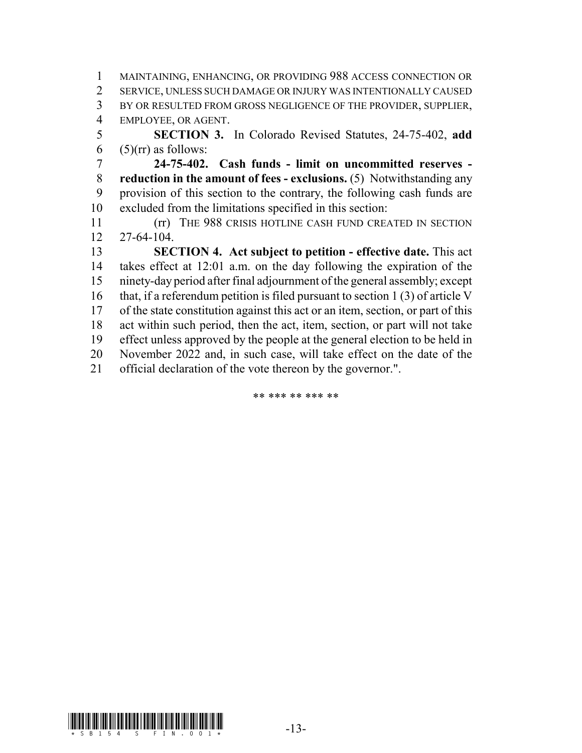MAINTAINING, ENHANCING, OR PROVIDING 988 ACCESS CONNECTION OR SERVICE, UNLESS SUCH DAMAGE OR INJURY WAS INTENTIONALLY CAUSED BY OR RESULTED FROM GROSS NEGLIGENCE OF THE PROVIDER, SUPPLIER, EMPLOYEE, OR AGENT.

**SECTION 3.** In Colorado Revised Statutes, 24-75-402, **add** (5)(rr) as follows:

**24-75-402. Cash funds - limit on uncommitted reserves - reduction in the amount of fees - exclusions.** (5) Notwithstanding any provision of this section to the contrary, the following cash funds are excluded from the limitations specified in this section:

(rr) THE 988 CRISIS HOTLINE CASH FUND CREATED IN SECTION 27-64-104.

**SECTION 4. Act subject to petition - effective date.** This act takes effect at 12:01 a.m. on the day following the expiration of the ninety-day period after final adjournment of the general assembly; except that, if a referendum petition is filed pursuant to section 1 (3) of article V of the state constitution against this act or an item, section, or part of this act within such period, then the act, item, section, or part will not take effect unless approved by the people at the general election to be held in November 2022 and, in such case, will take effect on the date of the official declaration of the vote thereon by the governor.".

** *** ** *** **